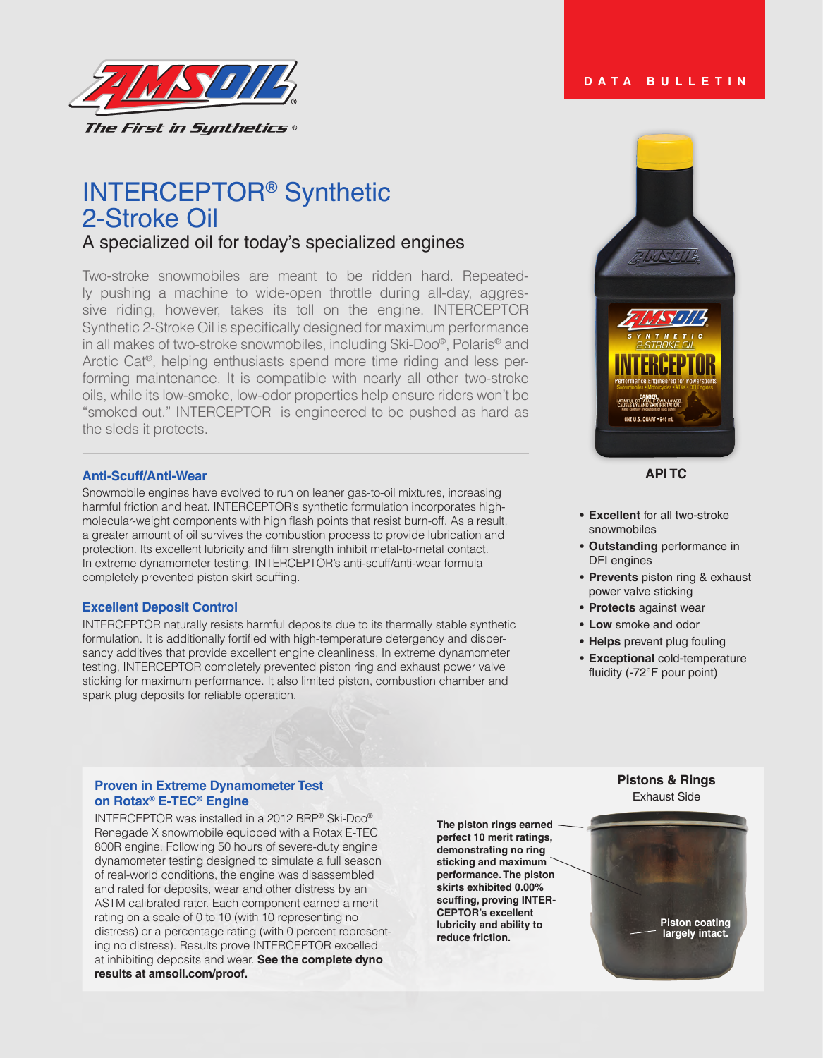AMSOIL

*The First in Synthetics®*

DATA BULLETIN

# INTERCEPTOR® Synthetic 2-Stroke Oil

## A specialized oil for today's specialized engines

Two-stroke snowmobiles are meant to be ridden hard. Repeatedly pushing a machine to wide-open throttle during all-day, aggressive riding, however, takes its toll on the engine. INTERCEPTOR Synthetic 2-Stroke Oil is specifically designed for maximum performance in all makes of two-stroke snowmobiles, including Ski-Doo®, Polaris® and Arctic Cat®, helping enthusiasts spend more time riding and less performing maintenance. It is compatible with nearly all other two-stroke oils, while its low-smoke, low-odor properties help ensure riders won't be "smoked out." INTERCEPTOR is engineered to be pushed as hard as the sleds it protects.

**API TC**

- **Excellent** for all two-stroke snowmobiles
- **Outstanding** performance in DFI engines
- **Prevents** piston ring & exhaust power valve sticking
- **Protects** against wear
- **Low** smoke and odor
- **Helps** prevent plug fouling
- **Exceptional** cold-temperature fluidity (-72°F pour point)

### Anti-Scuff/Anti-Wear

Snowmobile engines have evolved to run on leaner gas-to-oil mixtures, increasing harmful friction and heat. INTERCEPTOR's synthetic formulation incorporates high-molecular-weight components with high flash points that resist burn-off. As a result, a greater amount of oil survives the combustion process to provide lubrication and protection. Its excellent lubricity and film strength inhibit metal-to-metal contact. In extreme dynamometer testing, INTERCEPTOR's anti-scuff/anti-wear formula completely prevented piston skirt scuffing.

### Excellent Deposit Control

INTERCEPTOR naturally resists harmful deposits due to its thermally stable synthetic formulation. It is additionally fortified with high-temperature detergency and dispersancy additives that provide excellent engine cleanliness. In extreme dynamometer testing, INTERCEPTOR completely prevented piston ring and exhaust power valve sticking for maximum performance. It also limited piston, combustion chamber and spark plug deposits for reliable operation.

### Proven in Extreme Dynamometer Test on Rotax® E-TEC® Engine

INTERCEPTOR was installed in a 2012 BRP® Ski-Doo® Renegade X snowmobile equipped with a Rotax E-TEC 800R engine. Following 50 hours of severe-duty engine dynamometer testing designed to simulate a full season of real-world conditions, the engine was disassembled and rated for deposits, wear and other distress by an ASTM calibrated rater. Each component earned a merit rating on a scale of 0 to 10 (with 10 representing no distress) or a percentage rating (with 0 percent representing no distress). Results prove INTERCEPTOR excelled at inhibiting deposits and wear. **See the complete dyno results at amsoil.com/proof.**

**Pistons & Rings**

Exhaust Side

**The piston rings earned perfect 10 merit ratings, demonstrating no ring sticking and maximum performance. The piston skirts exhibited 0.00% scuffing, proving INTERCEPTOR's excellent lubricity and ability to reduce friction.**

**Piston coating largely intact.**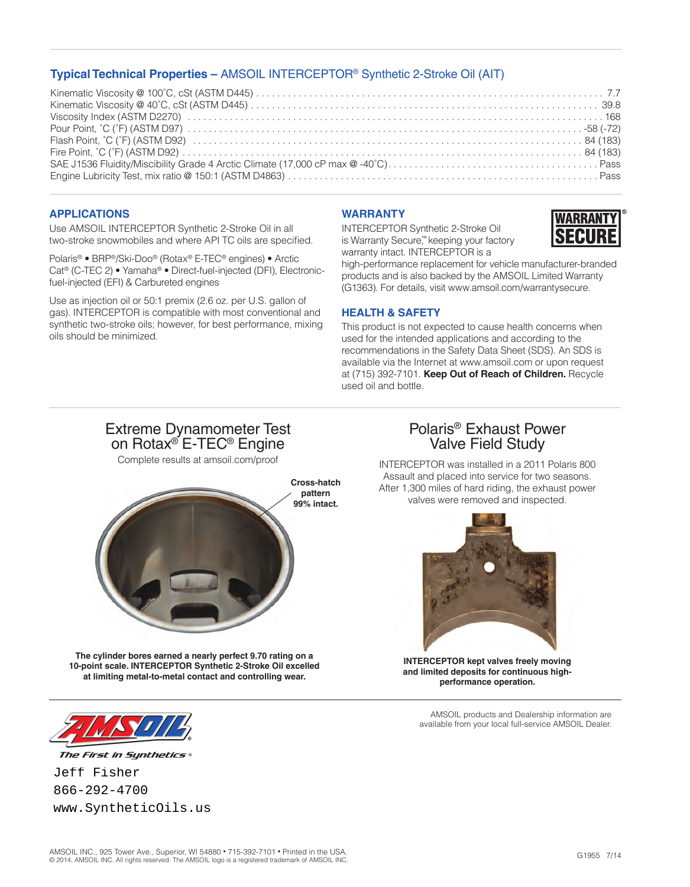## Typical Technical Properties – AMSOIL INTERCEPTOR® Synthetic 2-Stroke Oil (AIT)

| | |
|---|---|
| Kinematic Viscosity @ 100˚C, cSt (ASTM D445) | 7.7 |
| Kinematic Viscosity @ 40˚C, cSt (ASTM D445) | 39.8 |
| Viscosity Index (ASTM D2270) | 168 |
| Pour Point, ˚C (˚F) (ASTM D97) | -58 (-72) |
| Flash Point, ˚C (˚F) (ASTM D92) | 84 (183) |
| Fire Point, ˚C (˚F) (ASTM D92) | 84 (183) |
| SAE J1536 Fluidity/Miscibility Grade 4 Arctic Climate (17,000 cP max @ -40˚C) | Pass |
| Engine Lubricity Test, mix ratio @ 150:1 (ASTM D4863) | Pass |

### APPLICATIONS

Use AMSOIL INTERCEPTOR Synthetic 2-Stroke Oil in all two-stroke snowmobiles and where API TC oils are specified.

Polaris® • BRP®/Ski-Doo® (Rotax® E-TEC® engines) • Arctic Cat® (C-TEC 2) • Yamaha® • Direct-fuel-injected (DFI), Electronic-fuel-injected (EFI) & Carbureted engines

Use as injection oil or 50:1 premix (2.6 oz. per U.S. gallon of gas). INTERCEPTOR is compatible with most conventional and synthetic two-stroke oils; however, for best performance, mixing oils should be minimized.

### WARRANTY

WARRANTY SECURE®

INTERCEPTOR Synthetic 2-Stroke Oil is Warranty Secure,™ keeping your factory warranty intact. INTERCEPTOR is a high-performance replacement for vehicle manufacturer-branded products and is also backed by the AMSOIL Limited Warranty (G1363). For details, visit www.amsoil.com/warrantysecure.

### HEALTH & SAFETY

This product is not expected to cause health concerns when used for the intended applications and according to the recommendations in the Safety Data Sheet (SDS). An SDS is available via the Internet at www.amsoil.com or upon request at (715) 392-7101. **Keep Out of Reach of Children.** Recycle used oil and bottle.

## Extreme Dynamometer Test on Rotax® E-TEC® Engine

Complete results at amsoil.com/proof

**Cross-hatch pattern 99% intact.**

**The cylinder bores earned a nearly perfect 9.70 rating on a 10-point scale. INTERCEPTOR Synthetic 2-Stroke Oil excelled at limiting metal-to-metal contact and controlling wear.**

## Polaris® Exhaust Power Valve Field Study

INTERCEPTOR was installed in a 2011 Polaris 800 Assault and placed into service for two seasons. After 1,300 miles of hard riding, the exhaust power valves were removed and inspected.

**INTERCEPTOR kept valves freely moving and limited deposits for continuous high-performance operation.**

AMSOIL®
*The First in Synthetics®*

Jeff Fisher
866-292-4700
www.SyntheticOils.us

AMSOIL products and Dealership information are available from your local full-service AMSOIL Dealer.

AMSOIL INC., 925 Tower Ave., Superior, WI 54880 • 715-392-7101 • Printed in the USA.
© 2014, AMSOIL INC. All rights reserved. The AMSOIL logo is a registered trademark of AMSOIL INC.

G1955 7/14